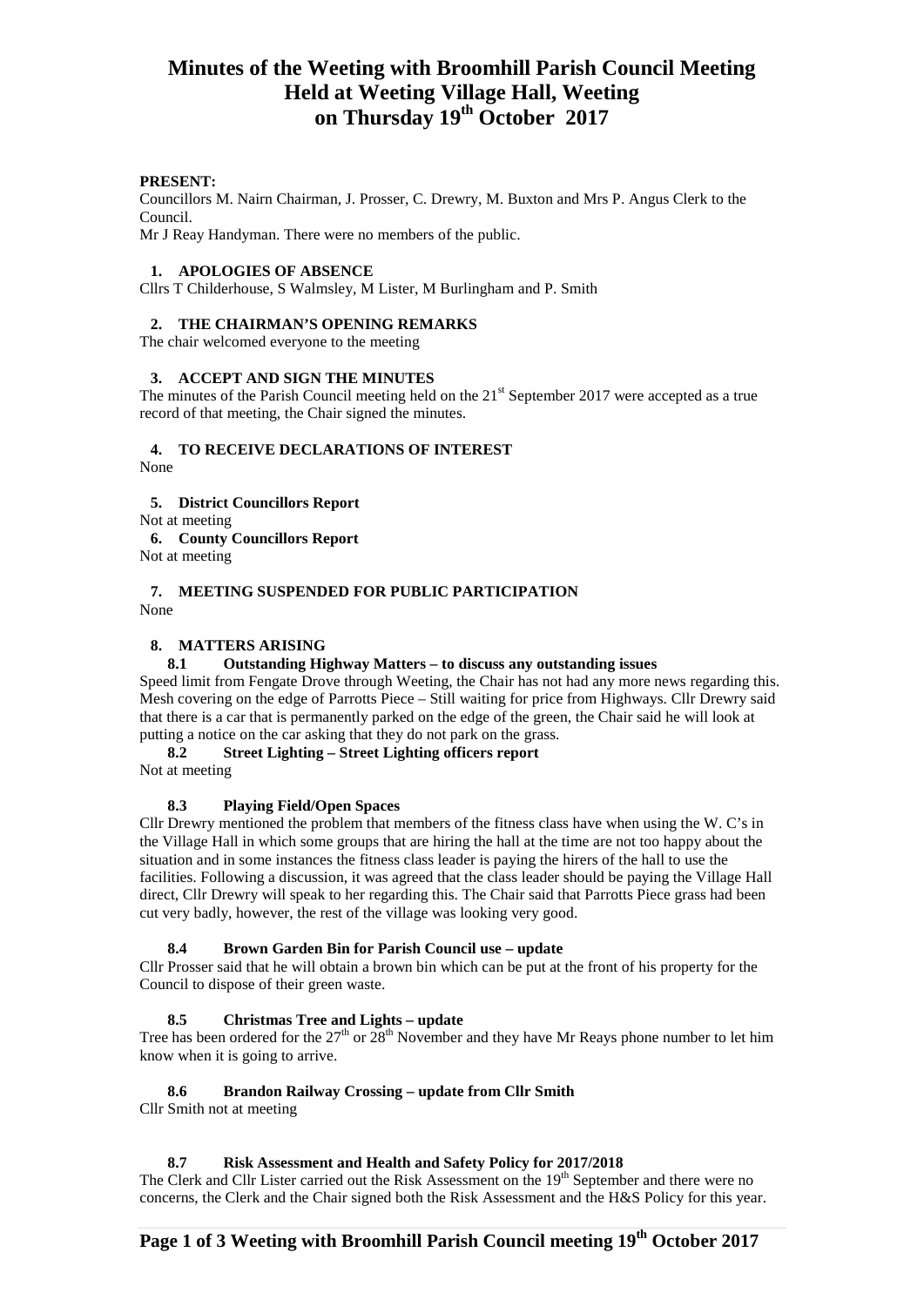# Minutes of the Weeting with Broomhill Parish Council Meeting Held at Weeting Village Hall, Weeting on Thursday 19th October 2017

**PRESENT:**

Councillors M. Nairn Chairman, J. Prosser, C. Drewry, M. Buxton and Mrs P. Angus Clerk to the Council.

Mr J Reay Handyman. There were no members of the public.

**1. APOLOGIES OF ABSENCE**

Cllrs T Childerhouse, S Walmsley, M Lister, M Burlingham and P. Smith

**2. THE CHAIRMAN'S OPENING REMARKS**

The chair welcomed everyone to the meeting

**3. ACCEPT AND SIGN THE MINUTES**

The minutes of the Parish Council meeting held on the 21st September 2017 were accepted as a true record of that meeting, the Chair signed the minutes.

**4. TO RECEIVE DECLARATIONS OF INTEREST**

None

**5. District Councillors Report**

Not at meeting

**6. County Councillors Report**

Not at meeting

**7. MEETING SUSPENDED FOR PUBLIC PARTICIPATION**

None

**8. MATTERS ARISING**

**8.1 Outstanding Highway Matters – to discuss any outstanding issues**

Speed limit from Fengate Drove through Weeting, the Chair has not had any more news regarding this. Mesh covering on the edge of Parrotts Piece – Still waiting for price from Highways. Cllr Drewry said that there is a car that is permanently parked on the edge of the green, the Chair said he will look at putting a notice on the car asking that they do not park on the grass.

**8.2 Street Lighting – Street Lighting officers report**

Not at meeting

**8.3 Playing Field/Open Spaces**

Cllr Drewry mentioned the problem that members of the fitness class have when using the W. C's in the Village Hall in which some groups that are hiring the hall at the time are not too happy about the situation and in some instances the fitness class leader is paying the hirers of the hall to use the facilities. Following a discussion, it was agreed that the class leader should be paying the Village Hall direct, Cllr Drewry will speak to her regarding this. The Chair said that Parrotts Piece grass had been cut very badly, however, the rest of the village was looking very good.

**8.4 Brown Garden Bin for Parish Council use – update**

Cllr Prosser said that he will obtain a brown bin which can be put at the front of his property for the Council to dispose of their green waste.

**8.5 Christmas Tree and Lights – update**

Tree has been ordered for the 27th or 28th November and they have Mr Reays phone number to let him know when it is going to arrive.

**8.6 Brandon Railway Crossing – update from Cllr Smith**

Cllr Smith not at meeting

**8.7 Risk Assessment and Health and Safety Policy for 2017/2018**

The Clerk and Cllr Lister carried out the Risk Assessment on the 19th September and there were no concerns, the Clerk and the Chair signed both the Risk Assessment and the H&S Policy for this year.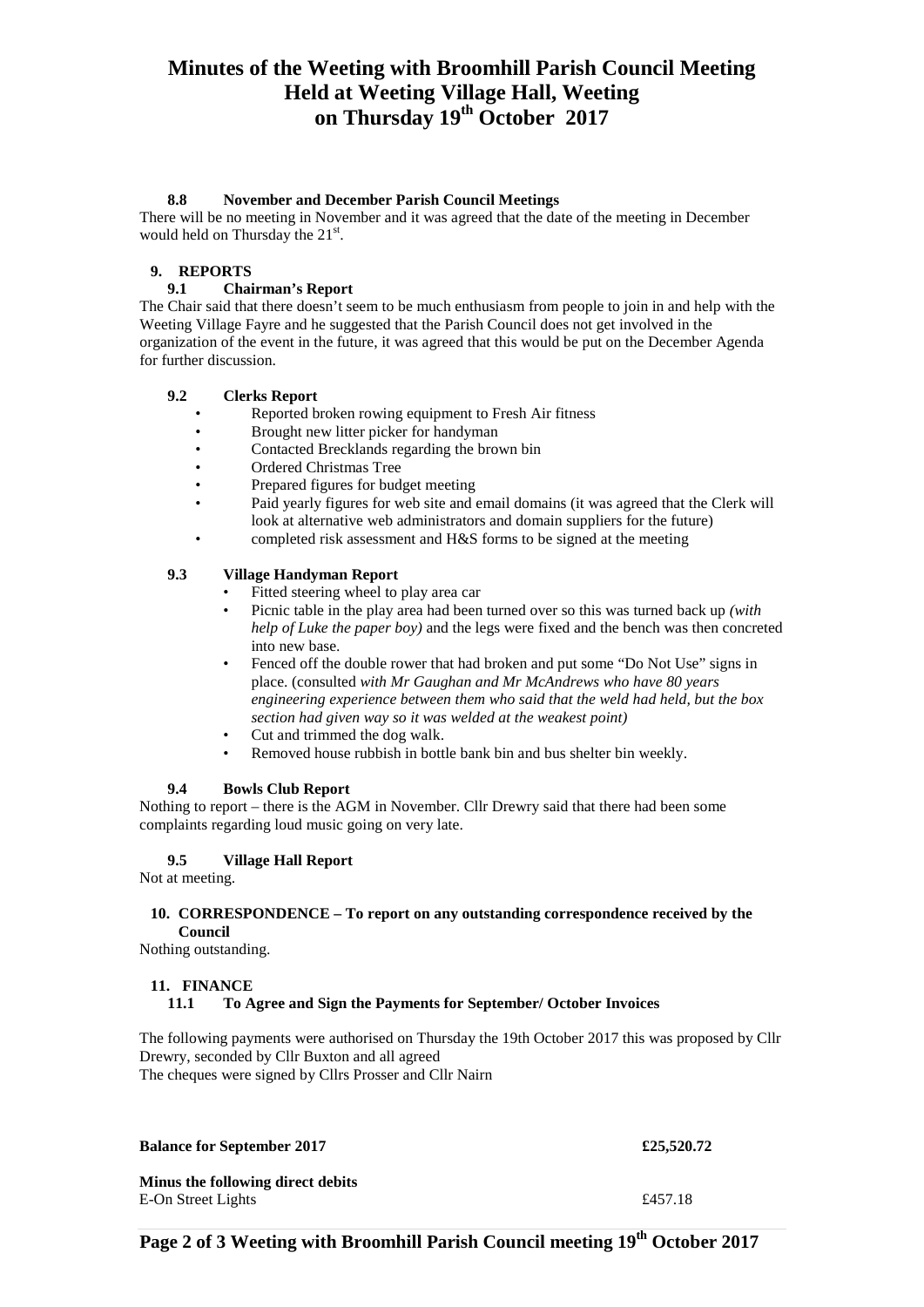# Minutes of the Weeting with Broomhill Parish Council Meeting Held at Weeting Village Hall, Weeting on Thursday 19th October 2017

### 8.8 November and December Parish Council Meetings

There will be no meeting in November and it was agreed that the date of the meeting in December would held on Thursday the 21st.

## 9. REPORTS

### 9.1 Chairman's Report

The Chair said that there doesn't seem to be much enthusiasm from people to join in and help with the Weeting Village Fayre and he suggested that the Parish Council does not get involved in the organization of the event in the future, it was agreed that this would be put on the December Agenda for further discussion.

### 9.2 Clerks Report

- Reported broken rowing equipment to Fresh Air fitness
- Brought new litter picker for handyman
- Contacted Brecklands regarding the brown bin
- Ordered Christmas Tree
- Prepared figures for budget meeting
- Paid yearly figures for web site and email domains (it was agreed that the Clerk will look at alternative web administrators and domain suppliers for the future)
- completed risk assessment and H&S forms to be signed at the meeting

### 9.3 Village Handyman Report

- Fitted steering wheel to play area car
- Picnic table in the play area had been turned over so this was turned back up *(with help of Luke the paper boy)* and the legs were fixed and the bench was then concreted into new base.
- Fenced off the double rower that had broken and put some "Do Not Use" signs in place. (consulted *with Mr Gaughan and Mr McAndrews who have 80 years engineering experience between them who said that the weld had held, but the box section had given way so it was welded at the weakest point)*
- Cut and trimmed the dog walk.
- Removed house rubbish in bottle bank bin and bus shelter bin weekly.

### 9.4 Bowls Club Report

Nothing to report – there is the AGM in November. Cllr Drewry said that there had been some complaints regarding loud music going on very late.

### 9.5 Village Hall Report

Not at meeting.

## 10. CORRESPONDENCE – To report on any outstanding correspondence received by the Council

Nothing outstanding.

## 11. FINANCE

### 11.1 To Agree and Sign the Payments for September/ October Invoices

The following payments were authorised on Thursday the 19th October 2017 this was proposed by Cllr Drewry, seconded by Cllr Buxton and all agreed
The cheques were signed by Cllrs Prosser and Cllr Nairn

| **Balance for September 2017** | **£25,520.72** |
|---|---|
| **Minus the following direct debits** | |
| E-On Street Lights | £457.18 |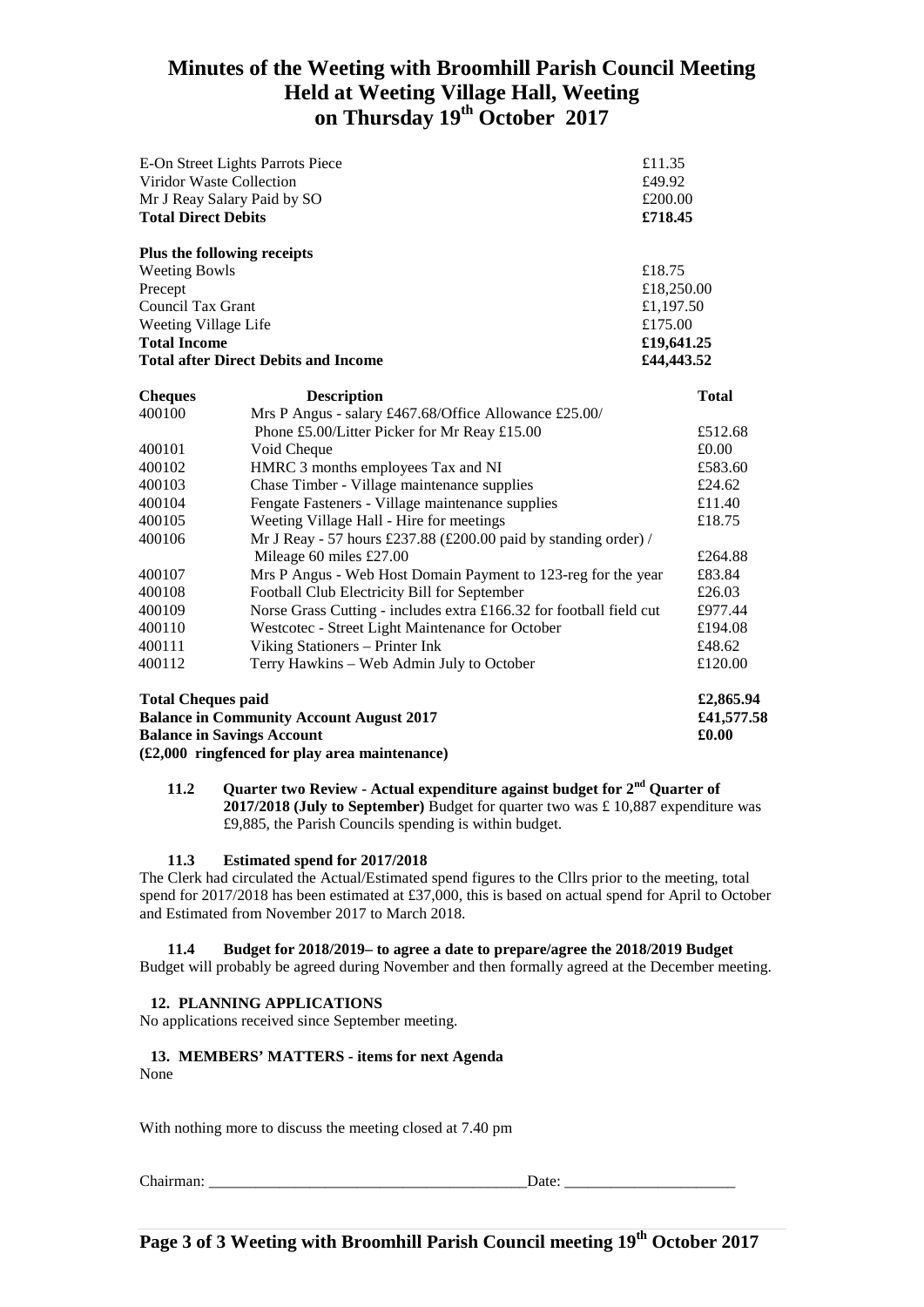# Minutes of the Weeting with Broomhill Parish Council Meeting
# Held at Weeting Village Hall, Weeting
# on Thursday 19th October 2017

| | |
|---|---|
| E-On Street Lights Parrots Piece | £11.35 |
| Viridor Waste Collection | £49.92 |
| Mr J Reay Salary Paid by SO | £200.00 |
| **Total Direct Debits** | **£718.45** |

**Plus the following receipts**

| | |
|---|---|
| Weeting Bowls | £18.75 |
| Precept | £18,250.00 |
| Council Tax Grant | £1,197.50 |
| Weeting Village Life | £175.00 |
| **Total Income** | **£19,641.25** |
| **Total after Direct Debits and Income** | **£44,443.52** |

| **Cheques** | **Description** | **Total** |
|---|---|---|
| 400100 | Mrs P Angus - salary £467.68/Office Allowance £25.00/ Phone £5.00/Litter Picker for Mr Reay £15.00 | £512.68 |
| 400101 | Void Cheque | £0.00 |
| 400102 | HMRC 3 months employees Tax and NI | £583.60 |
| 400103 | Chase Timber - Village maintenance supplies | £24.62 |
| 400104 | Fengate Fasteners - Village maintenance supplies | £11.40 |
| 400105 | Weeting Village Hall - Hire for meetings | £18.75 |
| 400106 | Mr J Reay - 57 hours £237.88 (£200.00 paid by standing order) / Mileage 60 miles £27.00 | £264.88 |
| 400107 | Mrs P Angus - Web Host Domain Payment to 123-reg for the year | £83.84 |
| 400108 | Football Club Electricity Bill for September | £26.03 |
| 400109 | Norse Grass Cutting - includes extra £166.32 for football field cut | £977.44 |
| 400110 | Westcotec - Street Light Maintenance for October | £194.08 |
| 400111 | Viking Stationers – Printer Ink | £48.62 |
| 400112 | Terry Hawkins – Web Admin July to October | £120.00 |

| | |
|---|---|
| **Total Cheques paid** | **£2,865.94** |
| **Balance in Community Account August 2017** | **£41,577.58** |
| **Balance in Savings Account** | **£0.00** |
| **(£2,000 ringfenced for play area maintenance)** | |

**11.2 Quarter two Review - Actual expenditure against budget for 2nd Quarter of 2017/2018 (July to September)** Budget for quarter two was £ 10,887 expenditure was £9,885, the Parish Councils spending is within budget.

**11.3 Estimated spend for 2017/2018**

The Clerk had circulated the Actual/Estimated spend figures to the Cllrs prior to the meeting, total spend for 2017/2018 has been estimated at £37,000, this is based on actual spend for April to October and Estimated from November 2017 to March 2018.

**11.4 Budget for 2018/2019– to agree a date to prepare/agree the 2018/2019 Budget**

Budget will probably be agreed during November and then formally agreed at the December meeting.

## 12. PLANNING APPLICATIONS

No applications received since September meeting.

## 13. MEMBERS' MATTERS - items for next Agenda

None

With nothing more to discuss the meeting closed at 7.40 pm

Chairman: ________________________________________ Date: _____________________